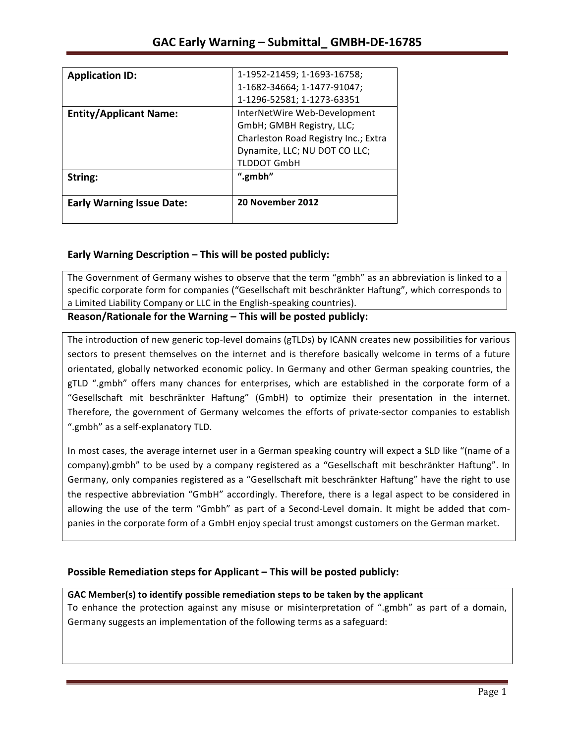# GAC Early Warning – Submittal_ GMBH-DE-16785

| | |
|---|---|
| **Application ID:** | 1-1952-21459; 1-1693-16758; 1-1682-34664; 1-1477-91047; 1-1296-52581; 1-1273-63351 |
| **Entity/Applicant Name:** | InterNetWire Web-Development GmbH; GMBH Registry, LLC; Charleston Road Registry Inc.; Extra Dynamite, LLC; NU DOT CO LLC; TLDDOT GmbH |
| **String:** | **".gmbh"** |
| **Early Warning Issue Date:** | **20 November 2012** |

## Early Warning Description – This will be posted publicly:

The Government of Germany wishes to observe that the term "gmbh" as an abbreviation is linked to a specific corporate form for companies ("Gesellschaft mit beschränkter Haftung", which corresponds to a Limited Liability Company or LLC in the English-speaking countries).

## Reason/Rationale for the Warning – This will be posted publicly:

The introduction of new generic top-level domains (gTLDs) by ICANN creates new possibilities for various sectors to present themselves on the internet and is therefore basically welcome in terms of a future orientated, globally networked economic policy. In Germany and other German speaking countries, the gTLD ".gmbh" offers many chances for enterprises, which are established in the corporate form of a "Gesellschaft mit beschränkter Haftung" (GmbH) to optimize their presentation in the internet. Therefore, the government of Germany welcomes the efforts of private-sector companies to establish ".gmbh" as a self-explanatory TLD.

In most cases, the average internet user in a German speaking country will expect a SLD like "(name of a company).gmbh" to be used by a company registered as a "Gesellschaft mit beschränkter Haftung". In Germany, only companies registered as a "Gesellschaft mit beschränkter Haftung" have the right to use the respective abbreviation "GmbH" accordingly. Therefore, there is a legal aspect to be considered in allowing the use of the term "Gmbh" as part of a Second-Level domain. It might be added that companies in the corporate form of a GmbH enjoy special trust amongst customers on the German market.

## Possible Remediation steps for Applicant – This will be posted publicly:

**GAC Member(s) to identify possible remediation steps to be taken by the applicant**

To enhance the protection against any misuse or misinterpretation of ".gmbh" as part of a domain, Germany suggests an implementation of the following terms as a safeguard: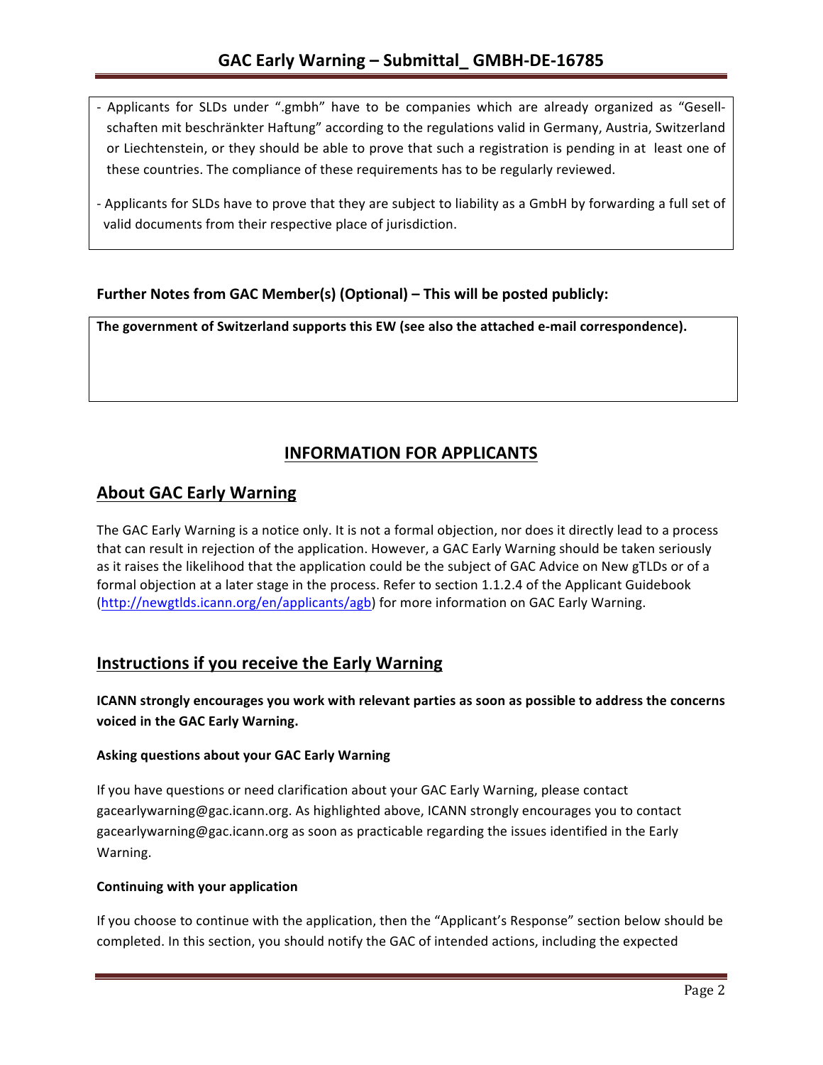- Applicants for SLDs under ".gmbh" have to be companies which are already organized as "Gesellschaften mit beschränkter Haftung" according to the regulations valid in Germany, Austria, Switzerland or Liechtenstein, or they should be able to prove that such a registration is pending in at least one of these countries. The compliance of these requirements has to be regularly reviewed.

- Applicants for SLDs have to prove that they are subject to liability as a GmbH by forwarding a full set of valid documents from their respective place of jurisdiction.

**Further Notes from GAC Member(s) (Optional) – This will be posted publicly:**

**The government of Switzerland supports this EW (see also the attached e-mail correspondence).**

## INFORMATION FOR APPLICANTS

## About GAC Early Warning

The GAC Early Warning is a notice only. It is not a formal objection, nor does it directly lead to a process that can result in rejection of the application. However, a GAC Early Warning should be taken seriously as it raises the likelihood that the application could be the subject of GAC Advice on New gTLDs or of a formal objection at a later stage in the process. Refer to section 1.1.2.4 of the Applicant Guidebook (http://newgtlds.icann.org/en/applicants/agb) for more information on GAC Early Warning.

## Instructions if you receive the Early Warning

**ICANN strongly encourages you work with relevant parties as soon as possible to address the concerns voiced in the GAC Early Warning.**

**Asking questions about your GAC Early Warning**

If you have questions or need clarification about your GAC Early Warning, please contact gacearlywarning@gac.icann.org. As highlighted above, ICANN strongly encourages you to contact gacearlywarning@gac.icann.org as soon as practicable regarding the issues identified in the Early Warning.

**Continuing with your application**

If you choose to continue with the application, then the "Applicant's Response" section below should be completed. In this section, you should notify the GAC of intended actions, including the expected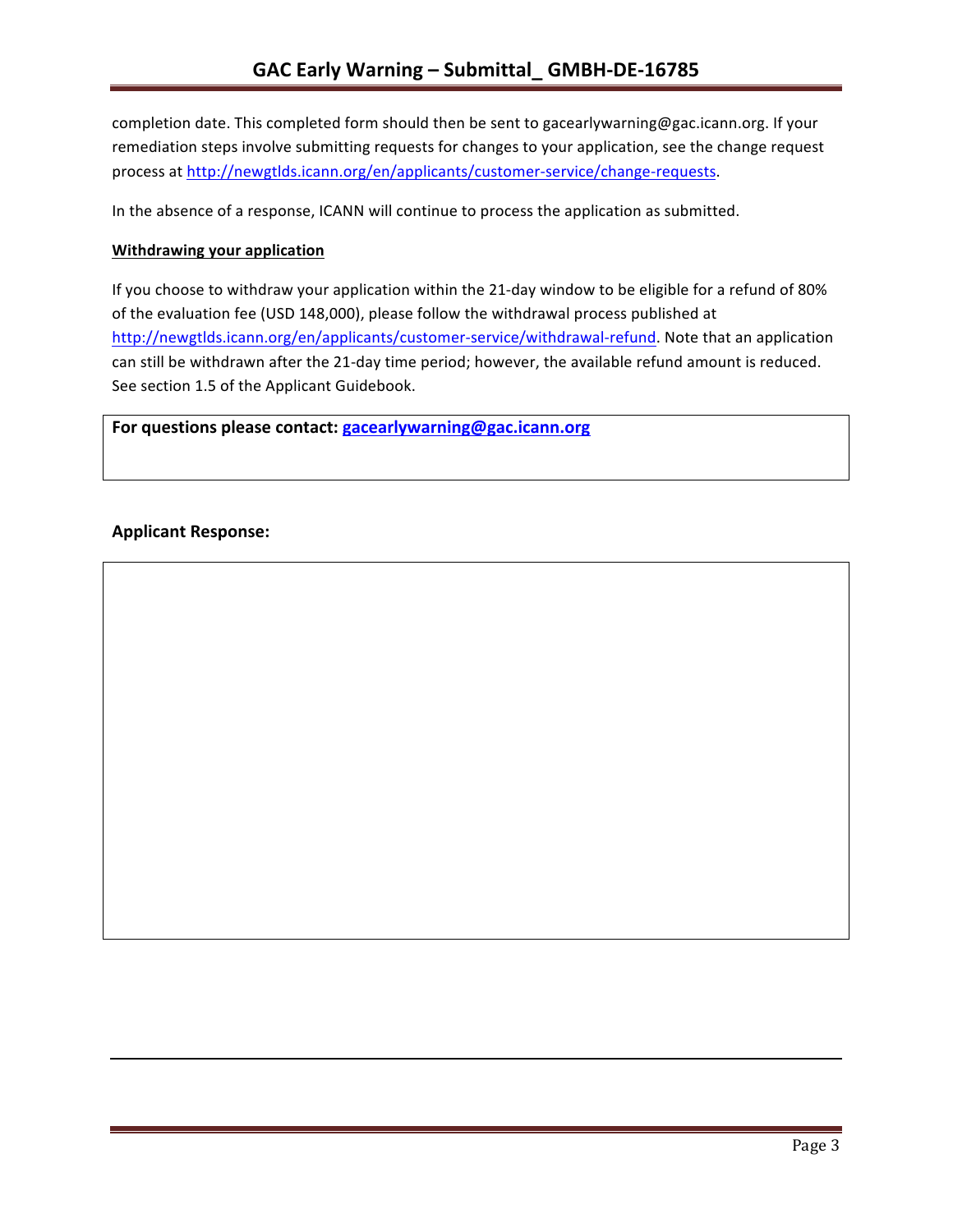completion date. This completed form should then be sent to gacearlywarning@gac.icann.org. If your remediation steps involve submitting requests for changes to your application, see the change request process at http://newgtlds.icann.org/en/applicants/customer-service/change-requests.

In the absence of a response, ICANN will continue to process the application as submitted.

**Withdrawing your application**

If you choose to withdraw your application within the 21-day window to be eligible for a refund of 80% of the evaluation fee (USD 148,000), please follow the withdrawal process published at http://newgtlds.icann.org/en/applicants/customer-service/withdrawal-refund. Note that an application can still be withdrawn after the 21-day time period; however, the available refund amount is reduced. See section 1.5 of the Applicant Guidebook.

**For questions please contact: gacearlywarning@gac.icann.org**

**Applicant Response:**